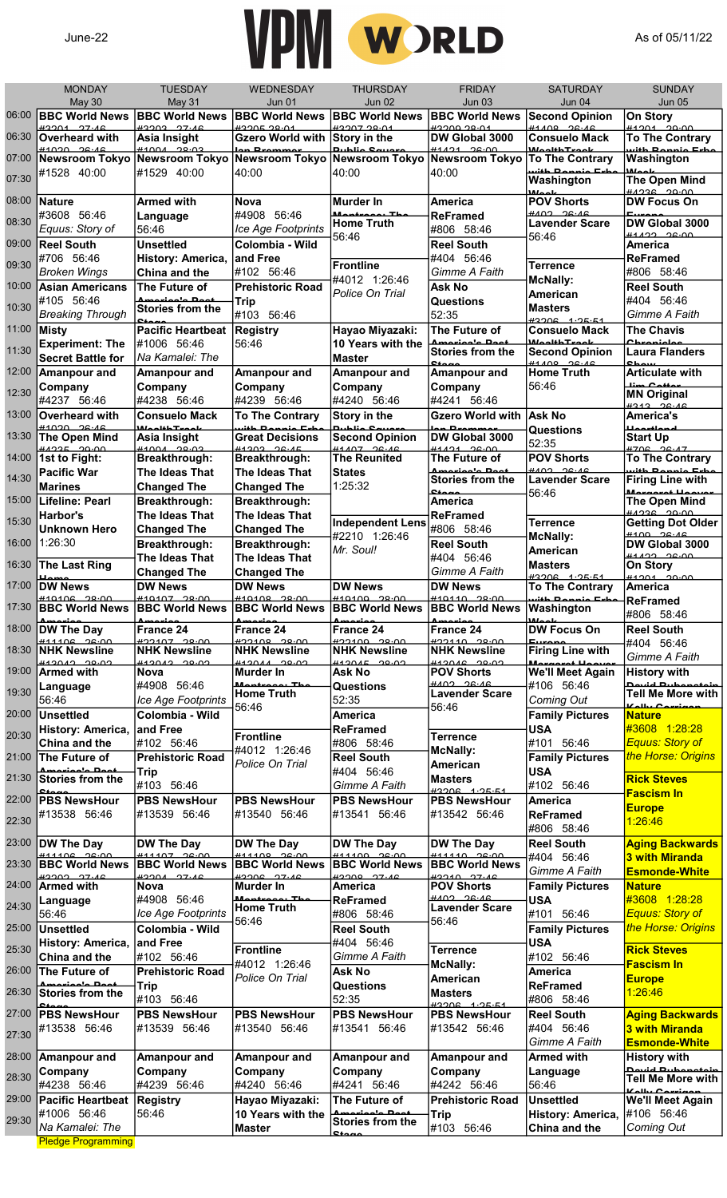June-22

# VPM WORLD

As of 05/11/22

| | MONDAY May 30 | TUESDAY May 31 | WEDNESDAY Jun 01 | THURSDAY Jun 02 | FRIDAY Jun 03 | SATURDAY Jun 04 | SUNDAY Jun 05 |
|---|---|---|---|---|---|---|---|
| 06:00 | **BBC World News** #3201 27:46 | **BBC World News** #3203 27:46 | **BBC World News** #3205 28:01 | **BBC World News** #3207 28:01 | **BBC World News** #3209 28:01 | **Second Opinion** #1408 26:46 | **On Story** #1201 29:00 |
| 06:30 | **Overheard with** #1020 26:46 | **Asia Insight** #1004 28:03 | **Gzero World with Ian Bremmer** | **Story in the Public Square** | **DW Global 3000** #1421 26:00 | **Consuelo Mack WealthTrack** | **To The Contrary with Bonnie Erbe** |
| 07:00 | **Newsroom Tokyo** #1528 40:00 | **Newsroom Tokyo** #1529 40:00 | **Newsroom Tokyo** 40:00 | **Newsroom Tokyo** 40:00 | **Newsroom Tokyo** 40:00 | **To The Contrary with Bonnie Erbe** | **Washington Week** |
| 07:30 | | | | | | **Washington Week** | **The Open Mind** #4236 29:00 |
| 08:00 | **Nature** #3608 56:46 *Equus: Story of* | **Armed with Language** 56:46 | **Nova** #4908 56:46 *Ice Age Footprints* | **Murder In Montrose: The** | **America ReFramed** #806 58:46 | **POV Shorts** #402 26:46 | **DW Focus On Europe** |
| 08:30 | | | | **Home Truth** 56:46 | | **Lavender Scare** 56:46 | **DW Global 3000** #1422 26:00 |
| 09:00 | **Reel South** #706 56:46 *Broken Wings* | **Unsettled History: America, China and the** | **Colombia - Wild and Free** #102 56:46 | | **Reel South** #404 56:46 *Gimme A Faith* | | **America ReFramed** #806 58:46 |
| 09:30 | | | | **Frontline** #4012 1:26:46 *Police On Trial* | | **Terrence McNally: American Masters** #3206 1:25:51 | |
| 10:00 | **Asian Americans** #105 56:46 *Breaking Through* | **The Future of America's Past** | **Prehistoric Road Trip** #103 56:46 | | **Ask No Questions** 52:35 | | **Reel South** #404 56:46 *Gimme A Faith* |
| 10:30 | | **Stories from the Stage** | | | | | |
| 11:00 | **Misty Experiment: The Secret Battle for** | **Pacific Heartbeat** #1006 56:46 *Na Kamalei: The* | **Registry** 56:46 | **Hayao Miyazaki: 10 Years with the Master** | **The Future of America's Past** | **Consuelo Mack WealthTrack** | **The Chavis Chronicles** |
| 11:30 | | | | | **Stories from the Stage** | **Second Opinion** #1408 26:46 | **Laura Flanders Show** |
| 12:00 | **Amanpour and Company** #4237 56:46 | **Amanpour and Company** #4238 56:46 | **Amanpour and Company** #4239 56:46 | **Amanpour and Company** #4240 56:46 | **Amanpour and Company** #4241 56:46 | **Home Truth** 56:46 | **Articulate with Jim Cotter** |
| 12:30 | | | | | | | **MN Original** #313 26:46 |
| 13:00 | **Overheard with** #1020 26:46 | **Consuelo Mack WealthTrack** | **To The Contrary with Bonnie Erbe** | **Story in the Public Square** | **Gzero World with Ian Bremmer** | **Ask No Questions** 52:35 | **America's Heartland** |
| 13:30 | **The Open Mind** #4235 29:00 | **Asia Insight** #1004 28:03 | **Great Decisions** #1303 26:45 | **Second Opinion** #1407 26:46 | **DW Global 3000** #1421 26:00 | | **Start Up** #706 26:47 |
| 14:00 | **1st to Fight: Pacific War Marines** | **Breakthrough: The Ideas That Changed The** | **Breakthrough: The Ideas That Changed The** | **The Reunited States** 1:25:32 | **The Future of America's Past** | **POV Shorts** #402 26:46 | **To The Contrary with Bonnie Erbe** |
| 14:30 | | | | | **Stories from the Stage** | **Lavender Scare** 56:46 | **Firing Line with Margaret Hoover** |
| 15:00 | **Lifeline: Pearl Harbor's Unknown Hero** 1:26:30 | **Breakthrough: The Ideas That Changed The** | **Breakthrough: The Ideas That Changed The** | | **America ReFramed** #806 58:46 | | **The Open Mind** #4236 29:00 |
| 15:30 | | | | **Independent Lens** #2210 1:26:46 *Mr. Soul!* | | **Terrence McNally: American Masters** #3206 1:25:51 | **Getting Old Older** #109 26:46 |
| 16:00 | | **Breakthrough: The Ideas That Changed The** | **Breakthrough: The Ideas That Changed The** | | **Reel South** #404 56:46 *Gimme A Faith* | | **DW Global 3000** #1422 26:00 |
| 16:30 | **The Last Ring Home** | | | | | | **On Story** #1201 29:00 |
| 17:00 | **DW News** #19106 28:00 | **DW News** #19107 28:00 | **DW News** #19108 28:00 | **DW News** #19109 28:00 | **DW News** #19110 28:00 | **To The Contrary with Bonnie Erbe** | **America ReFramed** #806 58:46 |
| 17:30 | **BBC World News America** | **BBC World News America** | **BBC World News America** | **BBC World News America** | **BBC World News America** | **Washington Week** | |
| 18:00 | **DW The Day** #11106 26:00 | **France 24** #22107 28:00 | **France 24** #22108 28:00 | **France 24** #22109 28:00 | **France 24** #22110 28:00 | **DW Focus On Europe** | **Reel South** #404 56:46 *Gimme A Faith* |
| 18:30 | **NHK Newsline** #13042 28:03 | **NHK Newsline** #13043 28:03 | **NHK Newsline** #13044 28:03 | **NHK Newsline** #13045 28:03 | **NHK Newsline** #13046 28:03 | **Firing Line with Margaret Hoover** | |
| 19:00 | **Armed with Language** 56:46 | **Nova** #4908 56:46 *Ice Age Footprints* | **Murder In Montrose: The** | **Ask No Questions** 52:35 | **POV Shorts** #402 26:46 | **We'll Meet Again** #106 56:46 *Coming Out* | **History with David Rubenstein** |
| 19:30 | | | **Home Truth** 56:46 | | **Lavender Scare** 56:46 | | **Tell Me More with Kelly Corrigan** |
| 20:00 | **Unsettled History: America, China and the** | **Colombia - Wild and Free** #102 56:46 | | **America ReFramed** #806 58:46 | | **Family Pictures USA** #101 56:46 | **Nature** #3608 1:28:28 *Equus: Story of the Horse: Origins* |
| 20:30 | | | **Frontline** #4012 1:26:46 *Police On Trial* | | **Terrence McNally: American Masters** #3206 1:25:51 | | |
| 21:00 | **The Future of America's Past** | **Prehistoric Road Trip** #103 56:46 | | **Reel South** #404 56:46 *Gimme A Faith* | | **Family Pictures USA** #102 56:46 | |
| 21:30 | **Stories from the Stage** | | | | | | **Rick Steves Fascism In Europe** 1:26:46 |
| 22:00 | **PBS NewsHour** #13538 56:46 | **PBS NewsHour** #13539 56:46 | **PBS NewsHour** #13540 56:46 | **PBS NewsHour** #13541 56:46 | **PBS NewsHour** #13542 56:46 | **America ReFramed** #806 58:46 | |
| 22:30 | | | | | | | |
| 23:00 | **DW The Day** #11106 26:00 | **DW The Day** #11107 26:00 | **DW The Day** #11108 26:00 | **DW The Day** #11109 26:00 | **DW The Day** #11110 26:00 | **Reel South** #404 56:46 *Gimme A Faith* | **Aging Backwards 3 with Miranda Esmonde-White** |
| 23:30 | **BBC World News** #3202 27:46 | **BBC World News** #3204 27:46 | **BBC World News** #3206 27:46 | **BBC World News** #3208 27:46 | **BBC World News** #3210 27:46 | | |
| 24:00 | **Armed with Language** 56:46 | **Nova** #4908 56:46 *Ice Age Footprints* | **Murder In Montrose: The** | **America ReFramed** #806 58:46 | **POV Shorts** #402 26:46 | **Family Pictures USA** #101 56:46 | **Nature** #3608 1:28:28 *Equus: Story of the Horse: Origins* |
| 24:30 | | | **Home Truth** 56:46 | | **Lavender Scare** 56:46 | | |
| 25:00 | **Unsettled History: America, China and the** | **Colombia - Wild and Free** #102 56:46 | | **Reel South** #404 56:46 *Gimme A Faith* | | **Family Pictures USA** #102 56:46 | |
| 25:30 | | | **Frontline** #4012 1:26:46 *Police On Trial* | | **Terrence McNally: American Masters** #3206 1:25:51 | | **Rick Steves Fascism In Europe** 1:26:46 |
| 26:00 | **The Future of America's Past** | **Prehistoric Road Trip** #103 56:46 | | **Ask No Questions** 52:35 | | **America ReFramed** #806 58:46 | |
| 26:30 | **Stories from the Stage** | | | | | | |
| 27:00 | **PBS NewsHour** #13538 56:46 | **PBS NewsHour** #13539 56:46 | **PBS NewsHour** #13540 56:46 | **PBS NewsHour** #13541 56:46 | **PBS NewsHour** #13542 56:46 | **Reel South** #404 56:46 *Gimme A Faith* | **Aging Backwards 3 with Miranda Esmonde-White** |
| 27:30 | | | | | | | |
| 28:00 | **Amanpour and Company** #4238 56:46 | **Amanpour and Company** #4239 56:46 | **Amanpour and Company** #4240 56:46 | **Amanpour and Company** #4241 56:46 | **Amanpour and Company** #4242 56:46 | **Armed with Language** 56:46 | **History with David Rubenstein** |
| 28:30 | | | | | | | **Tell Me More with Kelly Corrigan** |
| 29:00 | **Pacific Heartbeat** #1006 56:46 *Na Kamalei: The* | **Registry** 56:46 | **Hayao Miyazaki: 10 Years with the Master** | **The Future of America's Past** | **Prehistoric Road Trip** #103 56:46 | **Unsettled History: America, China and the** | **We'll Meet Again** #106 56:46 *Coming Out* |
| 29:30 | | | | **Stories from the Stage** | | | |

Pledge Programming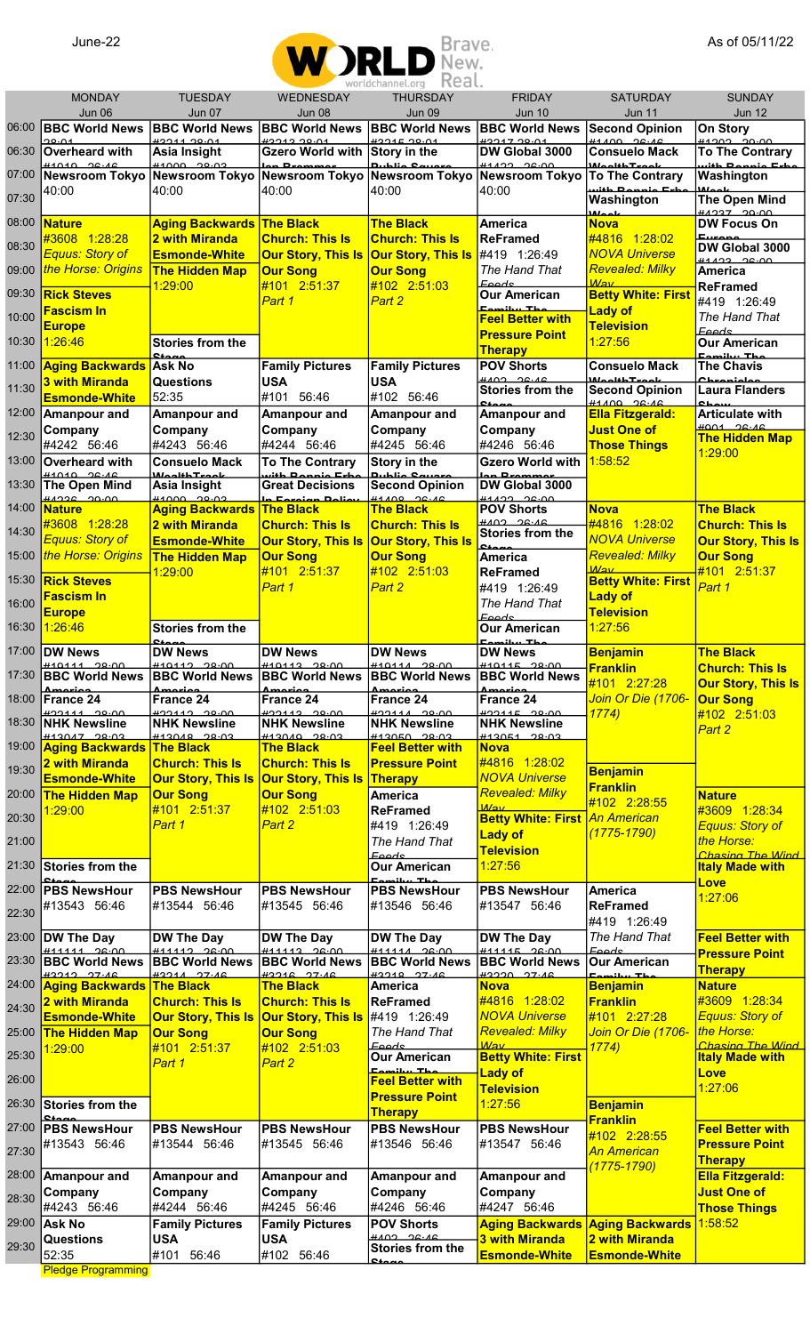June-22

**WORLD** Brave. New. Real. worldchannel.org

As of 05/11/22

| | MONDAY Jun 06 | TUESDAY Jun 07 | WEDNESDAY Jun 08 | THURSDAY Jun 09 | FRIDAY Jun 10 | SATURDAY Jun 11 | SUNDAY Jun 12 |
|---|---|---|---|---|---|---|---|
| 06:00 | BBC World News #3209 28:01 | BBC World News #3211 28:01 | BBC World News #3213 28:01 | BBC World News #3215 28:01 | BBC World News #3217 28:01 | Second Opinion #1400 26:46 | On Story #1202 29:00 |
| 06:30 | Overheard with #1010 26:46 | Asia Insight #1000 28:03 | Gzero World with Ian Bremmer | Story in the Public Square | DW Global 3000 #1422 26:00 | Consuelo Mack WealthTrack | To The Contrary with Bonnie Erbe |
| 07:00 | Newsroom Tokyo 40:00 | Newsroom Tokyo 40:00 | Newsroom Tokyo 40:00 | Newsroom Tokyo 40:00 | Newsroom Tokyo 40:00 | To The Contrary with Bonnie Erbe | Washington Week |
| 07:30 | | | | | | Washington Week | The Open Mind #4237 29:00 |
| 08:00 | Nature #3608 1:28:28 *Equus: Story of the Horse: Origins* | Aging Backwards 2 with Miranda Esmonde-White | The Black Church: This Is Our Story, This Is Our Song #101 2:51:37 *Part 1* | The Black Church: This Is Our Story, This Is Our Song #102 2:51:03 *Part 2* | America ReFramed #419 1:26:49 *The Hand That Feeds* | Nova #4816 1:28:02 *NOVA Universe Revealed: Milky Way* | DW Focus On Europe |
| 08:30 | | | | | | | DW Global 3000 #1422 26:00 |
| 09:00 | | The Hidden Map 1:29:00 | | | | | America ReFramed #419 1:26:49 *The Hand That Feeds* |
| 09:30 | Rick Steves Fascism In Europe 1:26:46 | | | | Our American Family: The | Betty White: First Lady of Television 1:27:56 | |
| 10:00 | | | | | Feel Better with Pressure Point Therapy | | |
| 10:30 | | Stories from the Stage | | | | | Our American Family: The |
| 11:00 | Aging Backwards 3 with Miranda Esmonde-White | Ask No Questions 52:35 | Family Pictures USA #101 56:46 | Family Pictures USA #102 56:46 | POV Shorts #402 26:46 | Consuelo Mack WealthTrack | The Chavis Chronicles |
| 11:30 | | | | | Stories from the Stage | Second Opinion #1400 26:46 | Laura Flanders Show |
| 12:00 | Amanpour and Company #4242 56:46 | Amanpour and Company #4243 56:46 | Amanpour and Company #4244 56:46 | Amanpour and Company #4245 56:46 | Amanpour and Company #4246 56:46 | Ella Fitzgerald: Just One of Those Things 1:58:52 | Articulate with #901 26:46 |
| 12:30 | | | | | | | The Hidden Map 1:29:00 |
| 13:00 | Overheard with #1010 26:46 | Consuelo Mack WealthTrack | To The Contrary with Bonnie Erbe | Story in the Public Square | Gzero World with Ian Bremmer | | |
| 13:30 | The Open Mind #4236 29:00 | Asia Insight #1000 28:03 | Great Decisions In Foreign Policy | Second Opinion #1400 26:46 | DW Global 3000 #1422 26:00 | | |
| 14:00 | Nature #3608 1:28:28 *Equus: Story of the Horse: Origins* | Aging Backwards 2 with Miranda Esmonde-White | The Black Church: This Is Our Story, This Is Our Song #101 2:51:37 *Part 1* | The Black Church: This Is Our Story, This Is Our Song #102 2:51:03 *Part 2* | POV Shorts #402 26:46 | Nova #4816 1:28:02 *NOVA Universe Revealed: Milky Way* | The Black Church: This Is Our Story, This Is Our Song #101 2:51:37 *Part 1* |
| 14:30 | | | | | Stories from the Stage | | |
| 15:00 | | The Hidden Map 1:29:00 | | | America ReFramed #419 1:26:49 *The Hand That Feeds* | | |
| 15:30 | Rick Steves Fascism In Europe 1:26:46 | | | | | Betty White: First Lady of Television 1:27:56 | |
| 16:00 | | | | | | | |
| 16:30 | | Stories from the Stage | | | Our American Family: The | | |
| 17:00 | DW News #10111 28:00 | DW News #10112 28:00 | DW News #10113 28:00 | DW News #10114 28:00 | DW News #10115 28:00 | Benjamin Franklin #101 2:27:28 *Join Or Die (1706-1774)* | The Black Church: This Is Our Story, This Is Our Song #102 2:51:03 *Part 2* |
| 17:30 | BBC World News America | BBC World News America | BBC World News America | BBC World News America | BBC World News America | | |
| 18:00 | France 24 #22111 28:00 | France 24 #22112 28:00 | France 24 #22113 28:00 | France 24 #22114 28:00 | France 24 #22115 28:00 | | |
| 18:30 | NHK Newsline #13047 28:03 | NHK Newsline #13048 28:03 | NHK Newsline #13049 28:03 | NHK Newsline #13050 28:03 | NHK Newsline #13051 28:03 | | |
| 19:00 | Aging Backwards 2 with Miranda Esmonde-White | The Black Church: This Is Our Story, This Is Our Song #101 2:51:37 *Part 1* | The Black Church: This Is Our Story, This Is Our Song #102 2:51:03 *Part 2* | Feel Better with Pressure Point Therapy | Nova #4816 1:28:02 *NOVA Universe Revealed: Milky Way* | | |
| 19:30 | | | | | | Benjamin Franklin #102 2:28:55 *An American (1775-1790)* | |
| 20:00 | The Hidden Map 1:29:00 | | | America ReFramed #419 1:26:49 *The Hand That Feeds* | | | Nature #3609 1:28:34 *Equus: Story of the Horse: Chasing The Wind* |
| 20:30 | | | | | Betty White: First Lady of Television 1:27:56 | | |
| 21:00 | | | | | | | |
| 21:30 | Stories from the Stage | | | Our American Family: The | | | Italy Made with Love 1:27:06 |
| 22:00 | PBS NewsHour #13543 56:46 | PBS NewsHour #13544 56:46 | PBS NewsHour #13545 56:46 | PBS NewsHour #13546 56:46 | PBS NewsHour #13547 56:46 | America ReFramed #419 1:26:49 *The Hand That Feeds* | |
| 22:30 | | | | | | | |
| 23:00 | DW The Day #11111 26:00 | DW The Day #11112 26:00 | DW The Day #11113 26:00 | DW The Day #11114 26:00 | DW The Day #11115 26:00 | | Feel Better with Pressure Point Therapy |
| 23:30 | BBC World News #3212 27:46 | BBC World News #3214 27:46 | BBC World News #3216 27:46 | BBC World News #3218 27:46 | BBC World News #3220 27:46 | Our American Family: The | |
| 24:00 | Aging Backwards 2 with Miranda Esmonde-White | The Black Church: This Is Our Story, This Is Our Song #101 2:51:37 *Part 1* | The Black Church: This Is Our Story, This Is Our Song #102 2:51:03 *Part 2* | America ReFramed #419 1:26:49 *The Hand That Feeds* | Nova #4816 1:28:02 *NOVA Universe Revealed: Milky Way* | Benjamin Franklin #101 2:27:28 *Join Or Die (1706-1774)* | Nature #3609 1:28:34 *Equus: Story of the Horse: Chasing The Wind* |
| 24:30 | | | | | | | |
| 25:00 | The Hidden Map 1:29:00 | | | | | | |
| 25:30 | | | | Our American Family: The | Betty White: First Lady of Television 1:27:56 | | Italy Made with Love 1:27:06 |
| 26:00 | | | | Feel Better with Pressure Point Therapy | | | |
| 26:30 | Stories from the Stage | | | | | Benjamin Franklin #102 2:28:55 *An American (1775-1790)* | |
| 27:00 | PBS NewsHour #13543 56:46 | PBS NewsHour #13544 56:46 | PBS NewsHour #13545 56:46 | PBS NewsHour #13546 56:46 | PBS NewsHour #13547 56:46 | | Feel Better with Pressure Point Therapy |
| 27:30 | | | | | | | |
| 28:00 | Amanpour and Company #4243 56:46 | Amanpour and Company #4244 56:46 | Amanpour and Company #4245 56:46 | Amanpour and Company #4246 56:46 | Amanpour and Company #4247 56:46 | | Ella Fitzgerald: Just One of Those Things 1:58:52 |
| 28:30 | | | | | | | |
| 29:00 | Ask No Questions 52:35 | Family Pictures USA #101 56:46 | Family Pictures USA #102 56:46 | POV Shorts #402 26:46 | Aging Backwards 3 with Miranda Esmonde-White | Aging Backwards 2 with Miranda Esmonde-White | |
| 29:30 | | | | Stories from the Stage | | | |

Pledge Programming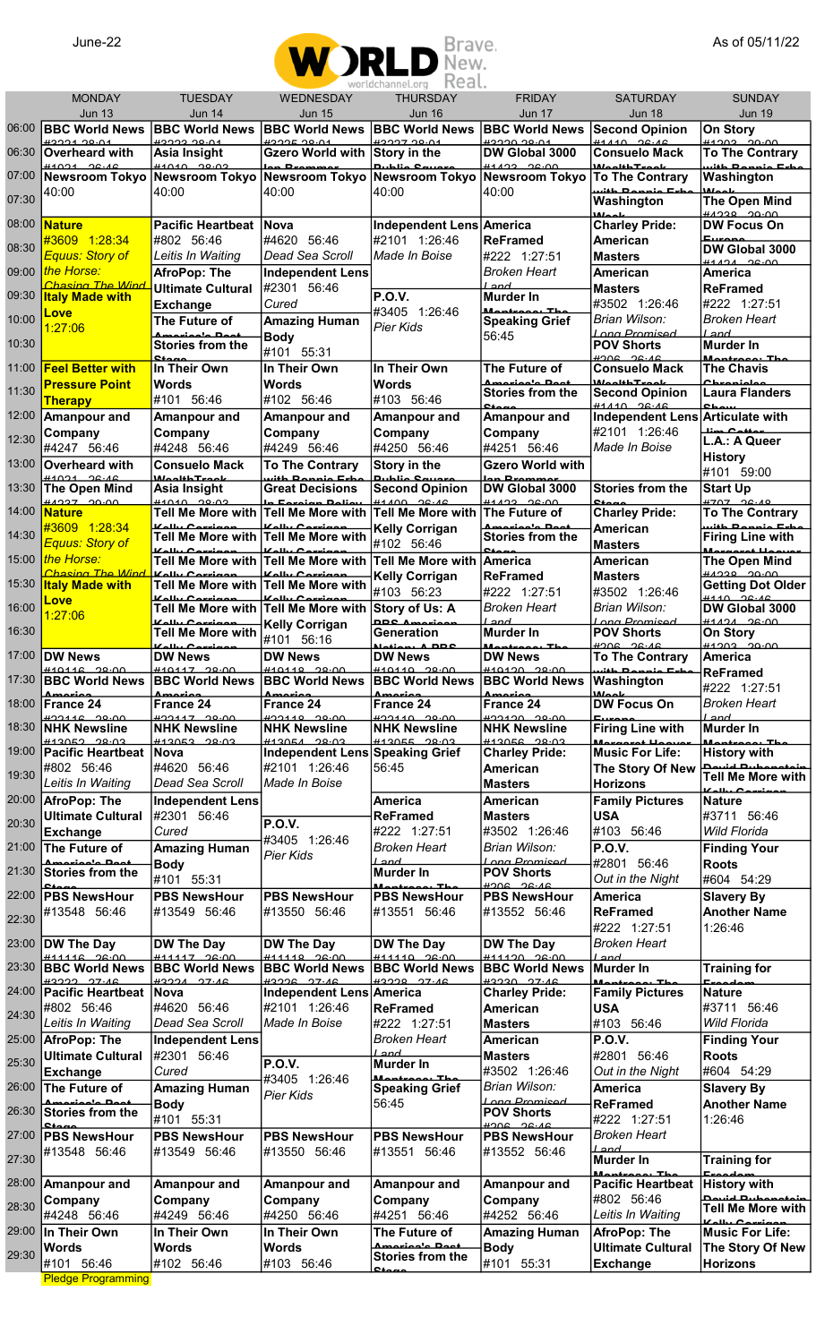June-22

# WORLD Brave. New. Real.

worldchannel.org

As of 05/11/22

| | MONDAY Jun 13 | TUESDAY Jun 14 | WEDNESDAY Jun 15 | THURSDAY Jun 16 | FRIDAY Jun 17 | SATURDAY Jun 18 | SUNDAY Jun 19 |
|---|---|---|---|---|---|---|---|
| 06:00 | **BBC World News** #3221 28:01 | **BBC World News** #3223 28:01 | **BBC World News** #3225 28:01 | **BBC World News** #3227 28:01 | **BBC World News** #3229 28:01 | **Second Opinion** #1410 26:46 | **On Story** #1203 29:00 |
| 06:30 | **Overheard with** #1021 26:46 | **Asia Insight** #1010 28:02 | **Gzero World with Ian Bremmer** | **Story in the Public Square** | **DW Global 3000** #1423 26:00 | **Consuelo Mack WealthTrack** | **To The Contrary with Bonnie Erbe** |
| 07:00 | **Newsroom Tokyo** 40:00 | **Newsroom Tokyo** 40:00 | **Newsroom Tokyo** 40:00 | **Newsroom Tokyo** 40:00 | **Newsroom Tokyo** 40:00 | **To The Contrary with Bonnie Erbe** | **Washington Week** |
| 07:30 | | | | | | **Washington Week** | **The Open Mind** #4228 29:00 |
| 08:00 | **Nature** #3609 1:28:34 *Equus: Story of the Horse: Chasing The Wind* | **Pacific Heartbeat** #802 56:46 *Leitis In Waiting* | **Nova** #4620 56:46 *Dead Sea Scroll* | **Independent Lens** #2101 1:26:46 *Made In Boise* | **America ReFramed** #222 1:27:51 *Broken Heart Land* | **Charley Pride: American Masters** | **DW Focus On Europe** |
| 08:30 | | | | | | | **DW Global 3000** #1424 26:00 |
| 09:00 | | **AfroPop: The Ultimate Cultural Exchange** | **Independent Lens** #2301 56:46 *Cured* | | | **American Masters** #3502 1:26:46 *Brian Wilson: Long Promised* | **America ReFramed** #222 1:27:51 *Broken Heart Land* |
| 09:30 | **Italy Made with Love** 1:27:06 | | | **P.O.V.** #3405 1:26:46 *Pier Kids* | **Murder In Montrose: The** | | |
| 10:00 | | **The Future of America's Past** | **Amazing Human Body** #101 55:31 | | **Speaking Grief** 56:45 | | |
| 10:30 | | **Stories from the Stage** | | | | **POV Shorts** #206 26:46 | **Murder In Montrose: The** |
| 11:00 | **Feel Better with Pressure Point Therapy** | **In Their Own Words** #101 56:46 | **In Their Own Words** #102 56:46 | **In Their Own Words** #103 56:46 | **The Future of America's Past** | **Consuelo Mack WealthTrack** | **The Chavis Chronicles** |
| 11:30 | | | | | **Stories from the Stage** | **Second Opinion** #1410 26:46 | **Laura Flanders Show** |
| 12:00 | **Amanpour and Company** #4247 56:46 | **Amanpour and Company** #4248 56:46 | **Amanpour and Company** #4249 56:46 | **Amanpour and Company** #4250 56:46 | **Amanpour and Company** #4251 56:46 | **Independent Lens** #2101 1:26:46 *Made In Boise* | **Articulate with Jim Cotter** |
| 12:30 | | | | | | | **L.A.: A Queer History** #101 59:00 |
| 13:00 | **Overheard with** #1021 26:46 | **Consuelo Mack WealthTrack** | **To The Contrary with Bonnie Erbe** | **Story in the Public Square** | **Gzero World with Ian Bremmer** | | |
| 13:30 | **The Open Mind** #4227 29:00 | **Asia Insight** #1010 28:02 | **Great Decisions In Foreign Policy** | **Second Opinion** #1409 26:46 | **DW Global 3000** #1423 26:00 | **Stories from the Stage** | **Start Up** #707 26:48 |
| 14:00 | **Nature** #3609 1:28:34 *Equus: Story of the Horse: Chasing The Wind* | **Tell Me More with Kelly Corrigan** | **Tell Me More with Kelly Corrigan** | **Tell Me More with Kelly Corrigan** #102 56:46 | **The Future of America's Past** | **Charley Pride: American Masters** | **To The Contrary with Bonnie Erbe** |
| 14:30 | | **Tell Me More with Kelly Corrigan** | **Tell Me More with Kelly Corrigan** | | **Stories from the Stage** | | **Firing Line with Margaret Hoover** |
| 15:00 | | **Tell Me More with Kelly Corrigan** | **Tell Me More with Kelly Corrigan** | **Tell Me More with Kelly Corrigan** #103 56:23 | **America ReFramed** #222 1:27:51 *Broken Heart Land* | **American Masters** #3502 1:26:46 *Brian Wilson: Long Promised* | **The Open Mind** #4228 29:00 |
| 15:30 | **Italy Made with Love** 1:27:06 | **Tell Me More with Kelly Corrigan** | **Tell Me More with Kelly Corrigan** | | | | **Getting Dot Older** #110 26:46 |
| 16:00 | | **Tell Me More with Kelly Corrigan** | **Tell Me More with Kelly Corrigan** #101 56:16 | **Story of Us: A PBS American Generation** | | | **DW Global 3000** #1424 26:00 |
| 16:30 | | **Tell Me More with Kelly Corrigan** | | | **Murder In Montrose: The** | **POV Shorts** #206 26:46 | **On Story** #1203 29:00 |
| 17:00 | **DW News** #19116 28:00 | **DW News** #19117 28:00 | **DW News** #19118 28:00 | **DW News** #19119 28:00 | **DW News** #19120 28:00 | **To The Contrary with Bonnie Erbe** | **America ReFramed** #222 1:27:51 *Broken Heart Land* |
| 17:30 | **BBC World News America** | **BBC World News America** | **BBC World News America** | **BBC World News America** | **BBC World News America** | **Washington Week** | |
| 18:00 | **France 24** #22116 28:00 | **France 24** #22117 28:00 | **France 24** #22118 28:00 | **France 24** #22119 28:00 | **France 24** #22120 28:00 | **DW Focus On Europe** | |
| 18:30 | **NHK Newsline** #13052 28:03 | **NHK Newsline** #13053 28:03 | **NHK Newsline** #13054 28:03 | **NHK Newsline** #13055 28:03 | **NHK Newsline** #13056 28:03 | **Firing Line with Margaret Hoover** | **Murder In Montrose: The** |
| 19:00 | **Pacific Heartbeat** #802 56:46 *Leitis In Waiting* | **Nova** #4620 56:46 *Dead Sea Scroll* | **Independent Lens** #2101 1:26:46 *Made In Boise* | **Speaking Grief** 56:45 | **Charley Pride: American Masters** | **Music For Life: The Story Of New Horizons** | **History with David Rubenstein** |
| 19:30 | | | | | | | **Tell Me More with Kelly Corrigan** |
| 20:00 | **AfroPop: The Ultimate Cultural Exchange** | **Independent Lens** #2301 56:46 *Cured* | | **America ReFramed** #222 1:27:51 *Broken Heart Land* | **American Masters** #3502 1:26:46 *Brian Wilson: Long Promised* | **Family Pictures USA** #103 56:46 | **Nature** #3711 56:46 *Wild Florida* |
| 20:30 | | | **P.O.V.** #3405 1:26:46 *Pier Kids* | | | | |
| 21:00 | **The Future of America's Past** | **Amazing Human Body** #101 55:31 | | | | **P.O.V.** #2801 56:46 *Out in the Night* | **Finding Your Roots** #604 54:29 |
| 21:30 | **Stories from the Stage** | | | **Murder In Montrose: The** | **POV Shorts** #206 26:46 | | |
| 22:00 | **PBS NewsHour** #13548 56:46 | **PBS NewsHour** #13549 56:46 | **PBS NewsHour** #13550 56:46 | **PBS NewsHour** #13551 56:46 | **PBS NewsHour** #13552 56:46 | **America ReFramed** #222 1:27:51 *Broken Heart Land* | **Slavery By Another Name** 1:26:46 |
| 22:30 | | | | | | | |
| 23:00 | **DW The Day** #11116 26:00 | **DW The Day** #11117 26:00 | **DW The Day** #11118 26:00 | **DW The Day** #11119 26:00 | **DW The Day** #11120 26:00 | | |
| 23:30 | **BBC World News** #3222 27:46 | **BBC World News** #3224 27:46 | **BBC World News** #3226 27:46 | **BBC World News** #3228 27:46 | **BBC World News** #3230 27:46 | **Murder In Montrose: The** | **Training for Freedom** |
| 24:00 | **Pacific Heartbeat** #802 56:46 *Leitis In Waiting* | **Nova** #4620 56:46 *Dead Sea Scroll* | **Independent Lens** #2101 1:26:46 *Made In Boise* | **America ReFramed** #222 1:27:51 *Broken Heart Land* | **Charley Pride: American Masters** | **Family Pictures USA** #103 56:46 | **Nature** #3711 56:46 *Wild Florida* |
| 24:30 | | | | | | | |
| 25:00 | **AfroPop: The Ultimate Cultural Exchange** | **Independent Lens** #2301 56:46 *Cured* | | | **American Masters** #3502 1:26:46 *Brian Wilson: Long Promised* | **P.O.V.** #2801 56:46 *Out in the Night* | **Finding Your Roots** #604 54:29 |
| 25:30 | | | **P.O.V.** #3405 1:26:46 *Pier Kids* | **Murder In Montrose: The** | | | |
| 26:00 | **The Future of America's Past** | **Amazing Human Body** #101 55:31 | | **Speaking Grief** 56:45 | | **America ReFramed** #222 1:27:51 *Broken Heart Land* | **Slavery By Another Name** 1:26:46 |
| 26:30 | **Stories from the Stage** | | | | **POV Shorts** #206 26:46 | | |
| 27:00 | **PBS NewsHour** #13548 56:46 | **PBS NewsHour** #13549 56:46 | **PBS NewsHour** #13550 56:46 | **PBS NewsHour** #13551 56:46 | **PBS NewsHour** #13552 56:46 | | |
| 27:30 | | | | | | **Murder In Montrose: The** | **Training for Freedom** |
| 28:00 | **Amanpour and Company** #4248 56:46 | **Amanpour and Company** #4249 56:46 | **Amanpour and Company** #4250 56:46 | **Amanpour and Company** #4251 56:46 | **Amanpour and Company** #4252 56:46 | **Pacific Heartbeat** #802 56:46 *Leitis In Waiting* | **History with David Rubenstein** |
| 28:30 | | | | | | | **Tell Me More with Kelly Corrigan** |
| 29:00 | **In Their Own Words** #101 56:46 | **In Their Own Words** #102 56:46 | **In Their Own Words** #103 56:46 | **The Future of America's Past** | **Amazing Human Body** #101 55:31 | **AfroPop: The Ultimate Cultural Exchange** | **Music For Life: The Story Of New Horizons** |
| 29:30 | | | | **Stories from the Stage** | | | |

Pledge Programming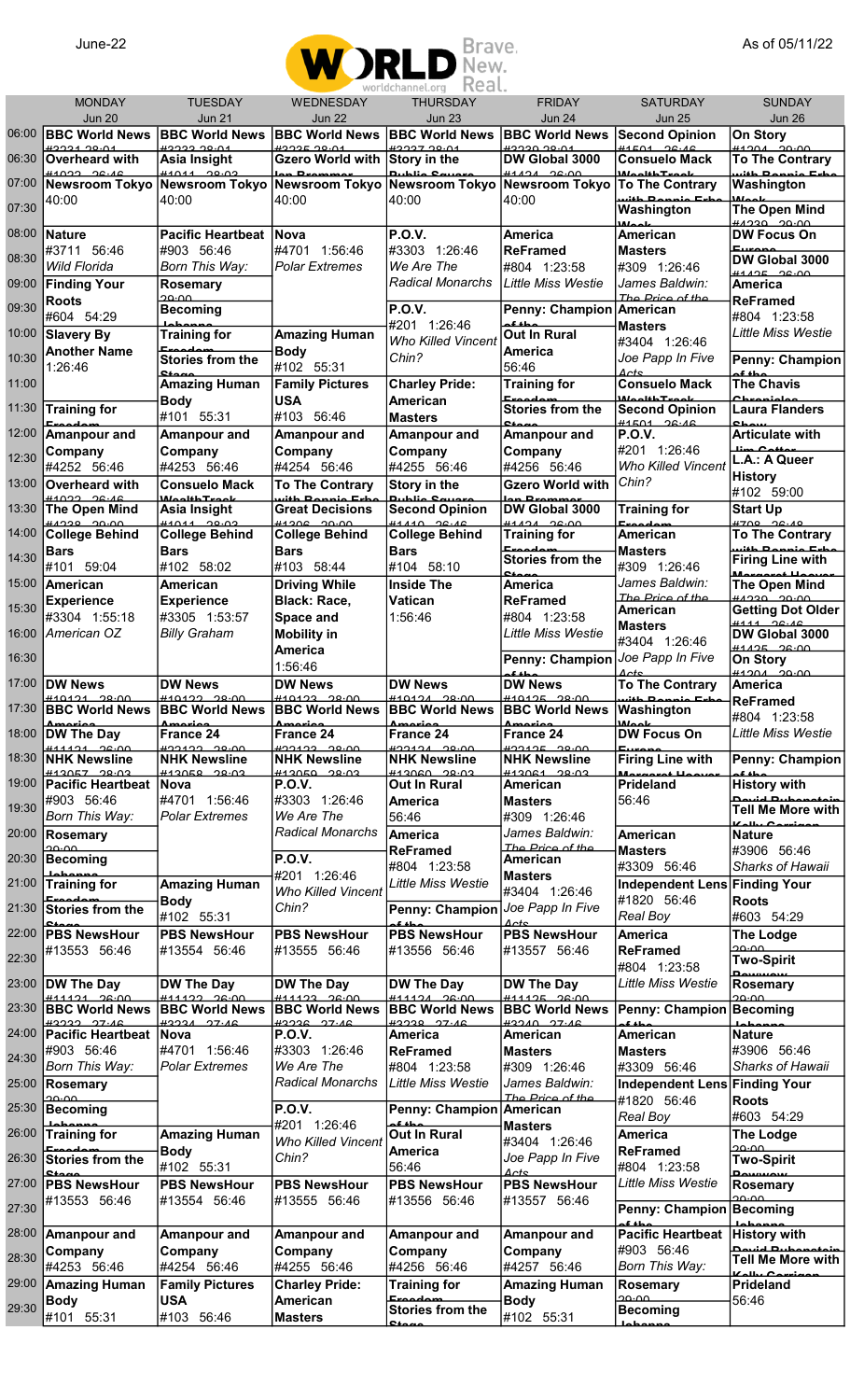June-22

WORLD Brave. New. Real. worldchannel.org

As of 05/11/22

| | MONDAY Jun 20 | TUESDAY Jun 21 | WEDNESDAY Jun 22 | THURSDAY Jun 23 | FRIDAY Jun 24 | SATURDAY Jun 25 | SUNDAY Jun 26 |
|---|---|---|---|---|---|---|---|
| 06:00 | **BBC World News** #3231 28:01 | **BBC World News** #3233 28:01 | **BBC World News** #3235 28:01 | **BBC World News** #3237 28:01 | **BBC World News** #3239 28:01 | **Second Opinion** #1501 26:46 | **On Story** #1204 29:00 |
| 06:30 | **Overheard with** #1022 26:46 | **Asia Insight** #1041 28:03 | **Gzero World with Ian Bremmer** | **Story in the Public Square** | **DW Global 3000** #1424 26:00 | **Consuelo Mack WealthTrack** | **To The Contrary with Bonnie Erbe** |
| 07:00 | **Newsroom Tokyo** 40:00 | **Newsroom Tokyo** 40:00 | **Newsroom Tokyo** 40:00 | **Newsroom Tokyo** 40:00 | **Newsroom Tokyo** 40:00 | **To The Contrary with Bonnie Erbe** | **Washington Week** |
| 07:30 | | | | | | **Washington Week** | **The Open Mind** #4230 29:00 |
| 08:00 | **Nature** #3711 56:46 *Wild Florida* | **Pacific Heartbeat** #903 56:46 *Born This Way:* | **Nova** #4701 1:56:46 *Polar Extremes* | **P.O.V.** #3303 1:26:46 *We Are The Radical Monarchs* | **America ReFramed** #804 1:23:58 *Little Miss Westie* | **American Masters** #309 1:26:46 *James Baldwin: The Price of the* | **DW Focus On Europe** |
| 08:30 | | | | | | | **DW Global 3000** #1425 26:00 |
| 09:00 | **Finding Your Roots** #604 54:29 | **Rosemary** 29:00 | | | | | **America ReFramed** #804 1:23:58 *Little Miss Westie* |
| 09:30 | | **Becoming Johanna** | | **P.O.V.** #201 1:26:46 *Who Killed Vincent Chin?* | **Penny: Champion of the** | **American Masters** #3404 1:26:46 *Joe Papp In Five Acts* | |
| 10:00 | **Slavery By Another Name** 1:26:46 | **Training for Freedom** | **Amazing Human Body** #102 55:31 | | **Out In Rural America** 56:46 | | |
| 10:30 | | **Stories from the Stage** | | | | | **Penny: Champion of the** |
| 11:00 | | **Amazing Human Body** #101 55:31 | **Family Pictures USA** #103 56:46 | **Charley Pride: American Masters** | **Training for Freedom** | **Consuelo Mack WealthTrack** | **The Chavis Chronicles** |
| 11:30 | **Training for Freedom** | | | | **Stories from the Stage** | **Second Opinion** #1501 26:46 | **Laura Flanders Show** |
| 12:00 | **Amanpour and Company** #4252 56:46 | **Amanpour and Company** #4253 56:46 | **Amanpour and Company** #4254 56:46 | **Amanpour and Company** #4255 56:46 | **Amanpour and Company** #4256 56:46 | **P.O.V.** #201 1:26:46 *Who Killed Vincent Chin?* | **Articulate with Jim Cotter** |
| 12:30 | | | | | | | **L.A.: A Queer History** #102 59:00 |
| 13:00 | **Overheard with** #1022 26:46 | **Consuelo Mack WealthTrack** | **To The Contrary with Bonnie Erbe** | **Story in the Public Square** | **Gzero World with Ian Bremmer** | | |
| 13:30 | **The Open Mind** #4230 29:00 | **Asia Insight** #1041 28:03 | **Great Decisions** #1206 29:00 | **Second Opinion** #1410 26:46 | **DW Global 3000** #1424 26:00 | **Training for Freedom** | **Start Up** #709 26:48 |
| 14:00 | **College Behind Bars** #101 59:04 | **College Behind Bars** #102 58:02 | **College Behind Bars** #103 58:44 | **College Behind Bars** #104 58:10 | **Training for Freedom** | **American Masters** #309 1:26:46 *James Baldwin: The Price of the* | **To The Contrary with Bonnie Erbe** |
| 14:30 | | | | | **Stories from the Stage** | | **Firing Line with Margaret Hoover** |
| 15:00 | **American Experience** #3304 1:55:18 *American OZ* | **American Experience** #3305 1:53:57 *Billy Graham* | **Driving While Black: Race, Space and Mobility in America** 1:56:46 | **Inside The Vatican** 1:56:46 | **America ReFramed** #804 1:23:58 *Little Miss Westie* | | **The Open Mind** #4230 29:00 |
| 15:30 | | | | | | **American Masters** #3404 1:26:46 *Joe Papp In Five Acts* | **Getting Dot Older** #111 26:46 |
| 16:00 | | | | | | | **DW Global 3000** #1425 26:00 |
| 16:30 | | | | | **Penny: Champion of the** | | **On Story** #1204 29:00 |
| 17:00 | **DW News** #10121 28:00 | **DW News** #10122 28:00 | **DW News** #10123 28:00 | **DW News** #10124 28:00 | **DW News** #10125 28:00 | **To The Contrary with Bonnie Erbe** | **America ReFramed** #804 1:23:58 *Little Miss Westie* |
| 17:30 | **BBC World News America** | **BBC World News America** | **BBC World News America** | **BBC World News America** | **BBC World News America** | **Washington Week** | |
| 18:00 | **DW The Day** #11121 26:00 | **France 24** #22122 28:00 | **France 24** #22123 28:00 | **France 24** #22124 28:00 | **France 24** #22125 28:00 | **DW Focus On Europe** | |
| 18:30 | **NHK Newsline** #13057 28:03 | **NHK Newsline** #13058 28:03 | **NHK Newsline** #13059 28:03 | **NHK Newsline** #13060 28:03 | **NHK Newsline** #13061 28:03 | **Firing Line with Margaret Hoover** | **Penny: Champion of the** |
| 19:00 | **Pacific Heartbeat** #903 56:46 *Born This Way:* | **Nova** #4701 1:56:46 *Polar Extremes* | **P.O.V.** #3303 1:26:46 *We Are The Radical Monarchs* | **Out In Rural America** 56:46 | **American Masters** #309 1:26:46 *James Baldwin: The Price of the* | **Prideland** 56:46 | **History with David Rubenstein** |
| 19:30 | | | | | | | **Tell Me More with Kelly Corrigan** |
| 20:00 | **Rosemary** 29:00 | | | **America ReFramed** #804 1:23:58 *Little Miss Westie* | | **American Masters** #3309 56:46 | **Nature** #3906 56:46 *Sharks of Hawaii* |
| 20:30 | **Becoming Johanna** | | **P.O.V.** #201 1:26:46 *Who Killed Vincent Chin?* | | **American Masters** #3404 1:26:46 *Joe Papp In Five Acts* | | |
| 21:00 | **Training for Freedom** | **Amazing Human Body** #102 55:31 | | | | **Independent Lens** #1820 56:46 *Real Boy* | **Finding Your Roots** #603 54:29 |
| 21:30 | **Stories from the Stage** | | | **Penny: Champion of the** | | | |
| 22:00 | **PBS NewsHour** #13553 56:46 | **PBS NewsHour** #13554 56:46 | **PBS NewsHour** #13555 56:46 | **PBS NewsHour** #13556 56:46 | **PBS NewsHour** #13557 56:46 | **America ReFramed** #804 1:23:58 *Little Miss Westie* | **The Lodge** 29:00 |
| 22:30 | | | | | | | **Two-Spirit Powwow** |
| 23:00 | **DW The Day** #11121 26:00 | **DW The Day** #11122 26:00 | **DW The Day** #11123 26:00 | **DW The Day** #11124 26:00 | **DW The Day** #11125 26:00 | | **Rosemary** 29:00 |
| 23:30 | **BBC World News** #3232 27:46 | **BBC World News** #3234 27:46 | **BBC World News** #3236 27:46 | **BBC World News** #3238 27:46 | **BBC World News** #3240 27:46 | **Penny: Champion of the** | **Becoming Johanna** |
| 24:00 | **Pacific Heartbeat** #903 56:46 *Born This Way:* | **Nova** #4701 1:56:46 *Polar Extremes* | **P.O.V.** #3303 1:26:46 *We Are The Radical Monarchs* | **America ReFramed** #804 1:23:58 *Little Miss Westie* | **American Masters** #309 1:26:46 *James Baldwin: The Price of the* | **American Masters** #3309 56:46 | **Nature** #3906 56:46 *Sharks of Hawaii* |
| 24:30 | | | | | | | |
| 25:00 | **Rosemary** 29:00 | | | | | **Independent Lens** #1820 56:46 *Real Boy* | **Finding Your Roots** #603 54:29 |
| 25:30 | **Becoming Johanna** | | **P.O.V.** #201 1:26:46 *Who Killed Vincent Chin?* | **Penny: Champion of the** | **American Masters** #3404 1:26:46 *Joe Papp In Five Acts* | | |
| 26:00 | **Training for Freedom** | **Amazing Human Body** #102 55:31 | | **Out In Rural America** 56:46 | | **America ReFramed** #804 1:23:58 *Little Miss Westie* | **The Lodge** 29:00 |
| 26:30 | **Stories from the Stage** | | | | | | **Two-Spirit Powwow** |
| 27:00 | **PBS NewsHour** #13553 56:46 | **PBS NewsHour** #13554 56:46 | **PBS NewsHour** #13555 56:46 | **PBS NewsHour** #13556 56:46 | **PBS NewsHour** #13557 56:46 | | **Rosemary** 29:00 |
| 27:30 | | | | | | **Penny: Champion of the** | **Becoming Johanna** |
| 28:00 | **Amanpour and Company** #4253 56:46 | **Amanpour and Company** #4254 56:46 | **Amanpour and Company** #4255 56:46 | **Amanpour and Company** #4256 56:46 | **Amanpour and Company** #4257 56:46 | **Pacific Heartbeat** #903 56:46 *Born This Way:* | **History with David Rubenstein** |
| 28:30 | | | | | | | **Tell Me More with Kelly Corrigan** |
| 29:00 | **Amazing Human Body** #101 55:31 | **Family Pictures USA** #103 56:46 | **Charley Pride: American Masters** | **Training for Freedom** | **Amazing Human Body** #102 55:31 | **Rosemary** 29:00 | **Prideland** 56:46 |
| 29:30 | | | | **Stories from the Stage** | | **Becoming Johanna** | |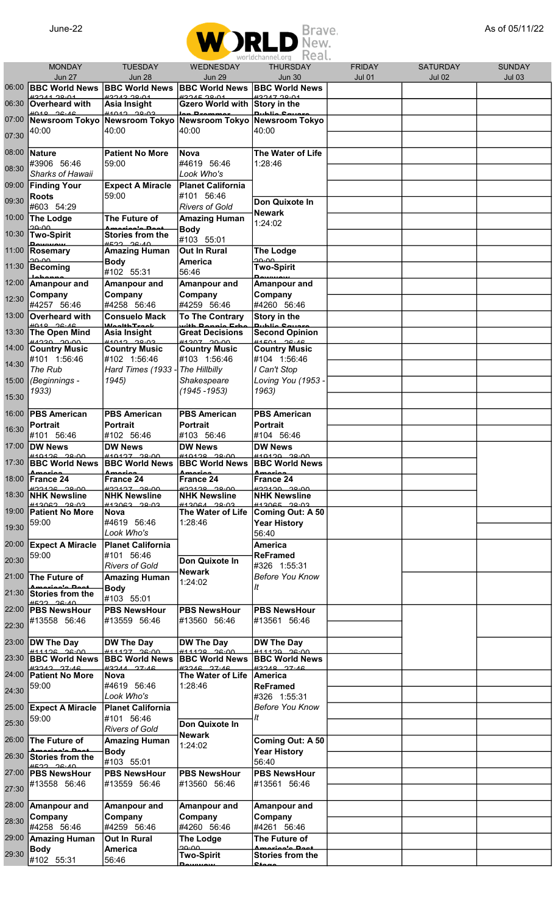June-22

WORLD Brave. New. Real. worldchannel.org

As of 05/11/22

| | MONDAY Jun 27 | TUESDAY Jun 28 | WEDNESDAY Jun 29 | THURSDAY Jun 30 | FRIDAY Jul 01 | SATURDAY Jul 02 | SUNDAY Jul 03 |
|---|---|---|---|---|---|---|---|
| 06:00 | **BBC World News** #3241 28:01 | **BBC World News** #3243 28:01 | **BBC World News** #3245 28:01 | **BBC World News** #3247 28:01 | | | |
| 06:30 | **Overheard with** #918 26:46 | **Asia Insight** #1012 28:02 | **Gzero World with Ian Bremmer** | **Story in the Public Square** | | | |
| 07:00 | **Newsroom Tokyo** 40:00 | **Newsroom Tokyo** 40:00 | **Newsroom Tokyo** 40:00 | **Newsroom Tokyo** 40:00 | | | |
| 07:30 | | | | | | | |
| 08:00 | **Nature** #3906 56:46 *Sharks of Hawaii* | **Patient No More** 59:00 | **Nova** #4619 56:46 *Look Who's* | **The Water of Life** 1:28:46 | | | |
| 08:30 | | | | | | | |
| 09:00 | **Finding Your Roots** #603 54:29 | **Expect A Miracle** 59:00 | **Planet California** #101 56:46 *Rivers of Gold* | | | | |
| 09:30 | | | | **Don Quixote In Newark** 1:24:02 | | | |
| 10:00 | **The Lodge** 29:00 | **The Future of America's Past** | **Amazing Human Body** #103 55:01 | | | | |
| 10:30 | **Two-Spirit Powwow** | **Stories from the** #522 26:40 | | | | | |
| 11:00 | **Rosemary** 29:00 | **Amazing Human Body** #102 55:31 | **Out In Rural America** 56:46 | **The Lodge** 29:00 | | | |
| 11:30 | **Becoming Johanna** | | | **Two-Spirit Powwow** | | | |
| 12:00 | **Amanpour and Company** #4257 56:46 | **Amanpour and Company** #4258 56:46 | **Amanpour and Company** #4259 56:46 | **Amanpour and Company** #4260 56:46 | | | |
| 12:30 | | | | | | | |
| 13:00 | **Overheard with** #918 26:46 | **Consuelo Mack WealthTrack** | **To The Contrary with Bonnie Erbe** | **Story in the Public Square** | | | |
| 13:30 | **The Open Mind** #4230 29:00 | **Asia Insight** #1012 28:02 | **Great Decisions** #1207 29:00 | **Second Opinion** #1501 26:46 | | | |
| 14:00 | **Country Music** #101 1:56:46 *The Rub (Beginnings - 1933)* | **Country Music** #102 1:56:46 *Hard Times (1933 - 1945)* | **Country Music** #103 1:56:46 *The Hillbilly Shakespeare (1945 -1953)* | **Country Music** #104 1:56:46 *I Can't Stop Loving You (1953 - 1963)* | | | |
| 14:30 | | | | | | | |
| 15:00 | | | | | | | |
| 15:30 | | | | | | | |
| 16:00 | **PBS American Portrait** #101 56:46 | **PBS American Portrait** #102 56:46 | **PBS American Portrait** #103 56:46 | **PBS American Portrait** #104 56:46 | | | |
| 16:30 | | | | | | | |
| 17:00 | **DW News** #10126 28:00 | **DW News** #10127 28:00 | **DW News** #10128 28:00 | **DW News** #10129 28:00 | | | |
| 17:30 | **BBC World News America** | **BBC World News America** | **BBC World News America** | **BBC World News America** | | | |
| 18:00 | **France 24** #22126 28:00 | **France 24** #22127 28:00 | **France 24** #22128 28:00 | **France 24** #22129 28:00 | | | |
| 18:30 | **NHK Newsline** #13062 28:03 | **NHK Newsline** #13063 28:03 | **NHK Newsline** #13064 28:03 | **NHK Newsline** #13065 28:03 | | | |
| 19:00 | **Patient No More** 59:00 | **Nova** #4619 56:46 *Look Who's* | **The Water of Life** 1:28:46 | **Coming Out: A 50 Year History** 56:40 | | | |
| 19:30 | | | | | | | |
| 20:00 | **Expect A Miracle** 59:00 | **Planet California** #101 56:46 *Rivers of Gold* | | **America ReFramed** #326 1:55:31 *Before You Know It* | | | |
| 20:30 | | | **Don Quixote In Newark** 1:24:02 | | | | |
| 21:00 | **The Future of America's Past** | **Amazing Human Body** #103 55:01 | | | | | |
| 21:30 | **Stories from the** #522 26:40 | | | | | | |
| 22:00 | **PBS NewsHour** #13558 56:46 | **PBS NewsHour** #13559 56:46 | **PBS NewsHour** #13560 56:46 | **PBS NewsHour** #13561 56:46 | | | |
| 22:30 | | | | | | | |
| 23:00 | **DW The Day** #11126 26:00 | **DW The Day** #11127 26:00 | **DW The Day** #11128 26:00 | **DW The Day** #11129 26:00 | | | |
| 23:30 | **BBC World News** #3242 27:46 | **BBC World News** #3244 27:46 | **BBC World News** #3246 27:46 | **BBC World News** #3248 27:46 | | | |
| 24:00 | **Patient No More** 59:00 | **Nova** #4619 56:46 *Look Who's* | **The Water of Life** 1:28:46 | **America ReFramed** #326 1:55:31 *Before You Know It* | | | |
| 24:30 | | | | | | | |
| 25:00 | **Expect A Miracle** 59:00 | **Planet California** #101 56:46 *Rivers of Gold* | | | | | |
| 25:30 | | | **Don Quixote In Newark** 1:24:02 | | | | |
| 26:00 | **The Future of America's Past** | **Amazing Human Body** #103 55:01 | | **Coming Out: A 50 Year History** 56:40 | | | |
| 26:30 | **Stories from the** #522 26:40 | | | | | | |
| 27:00 | **PBS NewsHour** #13558 56:46 | **PBS NewsHour** #13559 56:46 | **PBS NewsHour** #13560 56:46 | **PBS NewsHour** #13561 56:46 | | | |
| 27:30 | | | | | | | |
| 28:00 | **Amanpour and Company** #4258 56:46 | **Amanpour and Company** #4259 56:46 | **Amanpour and Company** #4260 56:46 | **Amanpour and Company** #4261 56:46 | | | |
| 28:30 | | | | | | | |
| 29:00 | **Amazing Human Body** #102 55:31 | **Out In Rural America** 56:46 | **The Lodge** 29:00 | **The Future of America's Past** | | | |
| 29:30 | | | **Two-Spirit Powwow** | **Stories from the Stage** | | | |